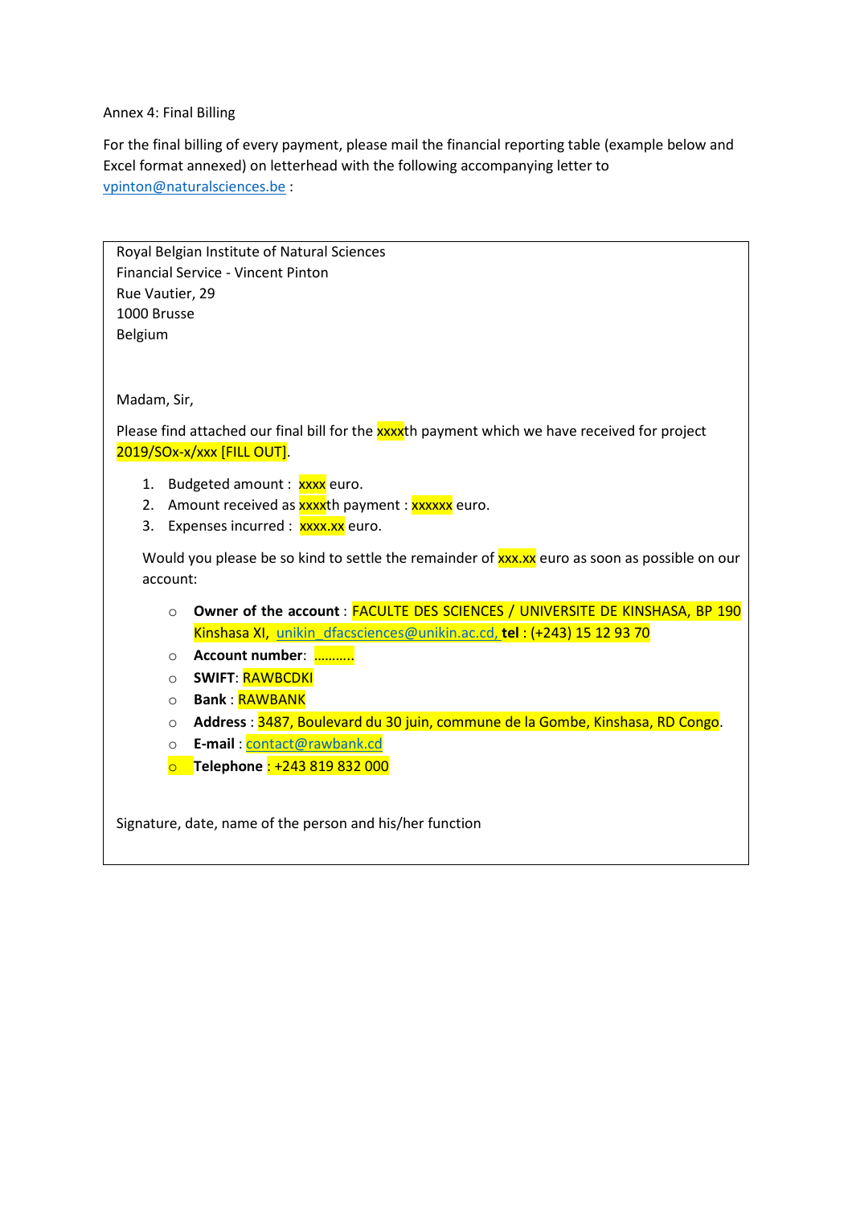Annex 4: Final Billing

For the final billing of every payment, please mail the financial reporting table (example below and Excel format annexed) on letterhead with the following accompanying letter to vpinton@naturalsciences.be :

Royal Belgian Institute of Natural Sciences
Financial Service - Vincent Pinton
Rue Vautier, 29
1000 Brusse
Belgium

Madam, Sir,

Please find attached our final bill for the xxxxth payment which we have received for project 2019/SOx-x/xxx [FILL OUT].

1. Budgeted amount : xxxx euro.
2. Amount received as xxxxth payment : xxxxxx euro.
3. Expenses incurred : xxxx.xx euro.

Would you please be so kind to settle the remainder of xxx.xx euro as soon as possible on our account:

- **Owner of the account** : FACULTE DES SCIENCES / UNIVERSITE DE KINSHASA, BP 190 Kinshasa XI, unikin_dfacsciences@unikin.ac.cd, **tel** : (+243) 15 12 93 70
- **Account number**: ..........
- **SWIFT**: RAWBCDKI
- **Bank** : RAWBANK
- **Address** : 3487, Boulevard du 30 juin, commune de la Gombe, Kinshasa, RD Congo.
- **E-mail** : contact@rawbank.cd
- **Telephone** : +243 819 832 000

Signature, date, name of the person and his/her function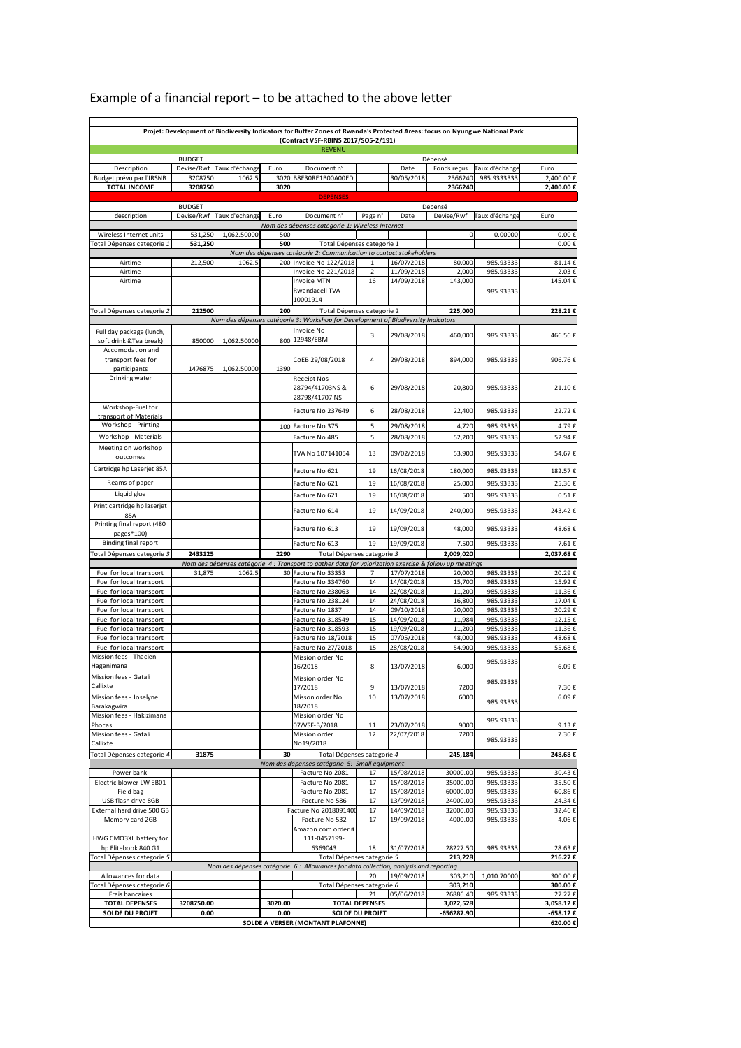# Example of a financial report – to be attached to the above letter

| Projet: Development of Biodiversity Indicators for Buffer Zones of Rwanda's Protected Areas: focus on Nyungwe National Park (Contract VSF-RBINS 2017/SO5-2/191) | | | | | | | | | |
|---|---|---|---|---|---|---|---|---|---|
| REVENU | | | | | | | | | |
| BUDGET | | | | Dépensé | | | | | |
| Description | Devise/Rwf | Taux d'échange | Euro | Document n° | | Date | Fonds reçus | Taux d'échange | Euro |
| Budget prévu par l'IRSNB | 3208750 | 1062.5 | 3020 | BBE30RE1B00A00ED | | 30/05/2018 | 2366240 | 985.9333333 | 2,400.00 € |
| **TOTAL INCOME** | **3208750** | | **3020** | | | | **2366240** | | **2,400.00 €** |
| DEPENSES | | | | | | | | | |
| BUDGET | | | | Dépensé | | | | | |
| description | Devise/Rwf | Taux d'échange | Euro | Document n° | Page n° | Date | Devise/Rwf | Taux d'échange | Euro |
| *Nom des dépenses catégorie 1: Wireless Internet* | | | | | | | | | |
| Wireless Internet units | 531,250 | 1,062.50000 | 500 | | | | 0 | 0.00000 | 0.00 € |
| Total Dépenses categorie 1 | **531,250** | | **500** | Total Dépenses categorie 1 | | | | | 0.00 € |
| *Nom des dépenses catégorie 2: Communication to contact stakeholders* | | | | | | | | | |
| Airtime | 212,500 | 1062.5 | 200 | Invoice No 122/2018 | 1 | 16/07/2018 | 80,000 | 985.93333 | 81.14 € |
| Airtime | | | | Invoice No 221/2018 | 2 | 11/09/2018 | 2,000 | 985.93333 | 2.03 € |
| Airtime | | | | Invoice MTN Rwandacell TVA 10001914 | 16 | 14/09/2018 | 143,000 | 985.93333 | 145.04 € |
| Total Dépenses categorie 2 | **212500** | | **200** | Total Dépenses categorie 2 | | | **225,000** | | **228.21 €** |
| *Nom des dépenses catégorie 3: Workshop for Development of Biodiversity Indicators* | | | | | | | | | |
| Full day package (lunch, soft drink &Tea break) | 850000 | 1,062.50000 | 800 | Invoice No 12948/EBM | 3 | 29/08/2018 | 460,000 | 985.93333 | 466.56 € |
| Accomodation and transport fees for participants | 1476875 | 1,062.50000 | 1390 | CoEB 29/08/2018 | 4 | 29/08/2018 | 894,000 | 985.93333 | 906.76 € |
| Drinking water | | | | Receipt Nos 28794/41703NS & 28798/41707 NS | 6 | 29/08/2018 | 20,800 | 985.93333 | 21.10 € |
| Workshop-Fuel for transport of Materials | | | | Facture No 237649 | 6 | 28/08/2018 | 22,400 | 985.93333 | 22.72 € |
| Workshop - Printing | | | 100 | Facture No 375 | 5 | 29/08/2018 | 4,720 | 985.93333 | 4.79 € |
| Workshop - Materials | | | | Facture No 485 | 5 | 28/08/2018 | 52,200 | 985.93333 | 52.94 € |
| Meeting on workshop outcomes | | | | TVA No 107141054 | 13 | 09/02/2018 | 53,900 | 985.93333 | 54.67 € |
| Cartridge hp Laserjet 85A | | | | Facture No 621 | 19 | 16/08/2018 | 180,000 | 985.93333 | 182.57 € |
| Reams of paper | | | | Facture No 621 | 19 | 16/08/2018 | 25,000 | 985.93333 | 25.36 € |
| Liquid glue | | | | Facture No 621 | 19 | 16/08/2018 | 500 | 985.93333 | 0.51 € |
| Print cartridge hp laserjet 85A | | | | Facture No 614 | 19 | 14/09/2018 | 240,000 | 985.93333 | 243.42 € |
| Printing final report (480 pages*100) | | | | Facture No 613 | 19 | 19/09/2018 | 48,000 | 985.93333 | 48.68 € |
| Binding final report | | | | Facture No 613 | 19 | 19/09/2018 | 7,500 | 985.93333 | 7.61 € |
| Total Dépenses categorie 3 | **2433125** | | **2290** | Total Dépenses categorie 3 | | | **2,009,020** | | **2,037.68 €** |
| *Nom des dépenses catégorie 4 : Transport to gather data for valorization exercise & follow up meetings* | | | | | | | | | |
| Fuel for local transport | 31,875 | 1062.5 | 30 | Facture No 33353 | 7 | 17/07/2018 | 20,000 | 985.93333 | 20.29 € |
| Fuel for local transport | | | | Facture No 334760 | 14 | 14/08/2018 | 15,700 | 985.93333 | 15.92 € |
| Fuel for local transport | | | | Facture No 238063 | 14 | 22/08/2018 | 11,200 | 985.93333 | 11.36 € |
| Fuel for local transport | | | | Facture No 238124 | 14 | 24/08/2018 | 16,800 | 985.93333 | 17.04 € |
| Fuel for local transport | | | | Facture No 1837 | 14 | 09/10/2018 | 20,000 | 985.93333 | 20.29 € |
| Fuel for local transport | | | | Facture No 318549 | 15 | 14/09/2018 | 11,984 | 985.93333 | 12.15 € |
| Fuel for local transport | | | | Facture No 318593 | 15 | 19/09/2018 | 11,200 | 985.93333 | 11.36 € |
| Fuel for local transport | | | | Facture No 18/2018 | 15 | 07/05/2018 | 48,000 | 985.93333 | 48.68 € |
| Fuel for local transport | | | | Facture No 27/2018 | 15 | 28/08/2018 | 54,900 | 985.93333 | 55.68 € |
| Mission fees - Thacien Hagenimana | | | | Mission order No 16/2018 | 8 | 13/07/2018 | 6,000 | 985.93333 | 6.09 € |
| Mission fees - Gatali Callixte | | | | Mission order No 17/2018 | 9 | 13/07/2018 | 7200 | 985.93333 | 7.30 € |
| Mission fees - Joselyne Barakagwira | | | | Misson order No 18/2018 | 10 | 13/07/2018 | 6000 | 985.93333 | 6.09 € |
| Mission fees - Hakizimana Phocas | | | | Mission order No 07/VSF-B/2018 | 11 | 23/07/2018 | 9000 | 985.93333 | 9.13 € |
| Mission fees - Gatali Callixte | | | | Mission order No19/2018 | 12 | 22/07/2018 | 7200 | 985.93333 | 7.30 € |
| Total Dépenses categorie 4 | **31875** | | **30** | Total Dépenses categorie 4 | | | **245,184** | | **248.68 €** |
| *Nom des dépenses catégorie 5: Small equipment* | | | | | | | | | |
| Power bank | | | | Facture No 2081 | 17 | 15/08/2018 | 30000.00 | 985.93333 | 30.43 € |
| Electric blower LW EB01 | | | | Facture No 2081 | 17 | 15/08/2018 | 35000.00 | 985.93333 | 35.50 € |
| Field bag | | | | Facture No 2081 | 17 | 15/08/2018 | 60000.00 | 985.93333 | 60.86 € |
| USB flash drive 8GB | | | | Facture No 586 | 17 | 13/09/2018 | 24000.00 | 985.93333 | 24.34 € |
| External hard drive 500 GB | | | | Facture No 201809140 | 17 | 14/09/2018 | 32000.00 | 985.93333 | 32.46 € |
| Memory card 2GB | | | | Facture No 532 | 17 | 19/09/2018 | 4000.00 | 985.93333 | 4.06 € |
| HWG CMO3XL battery for hp Elitebook 840 G1 | | | | Amazon.com order # 111-0457199-6369043 | 18 | 31/07/2018 | 28227.50 | 985.93333 | 28.63 € |
| Total Dépenses categorie 5 | | | | Total Dépenses categorie 5 | | | **213,228** | | **216.27 €** |
| *Nom des dépenses catégorie 6 : Allowances for data collection, analysis and reporting* | | | | | | | | | |
| Allowances for data | | | | | 20 | 19/09/2018 | 303,210 | 1,010.70000 | 300.00 € |
| Total Dépenses categorie 6 | | | | Total Dépenses categorie 6 | | | **303,210** | | **300.00 €** |
| Frais bancaires | | | | | 21 | 05/06/2018 | 26886.40 | 985.93333 | 27.27 € |
| **TOTAL DEPENSES** | **3208750.00** | | **3020.00** | **TOTAL DEPENSES** | | | **3,022,528** | | **3,058.12 €** |
| **SOLDE DU PROJET** | **0.00** | | **0.00** | **SOLDE DU PROJET** | | | **-656287.90** | | **-658.12 €** |
| **SOLDE A VERSER (MONTANT PLAFONNE)** | | | | | | | | | **620.00 €** |